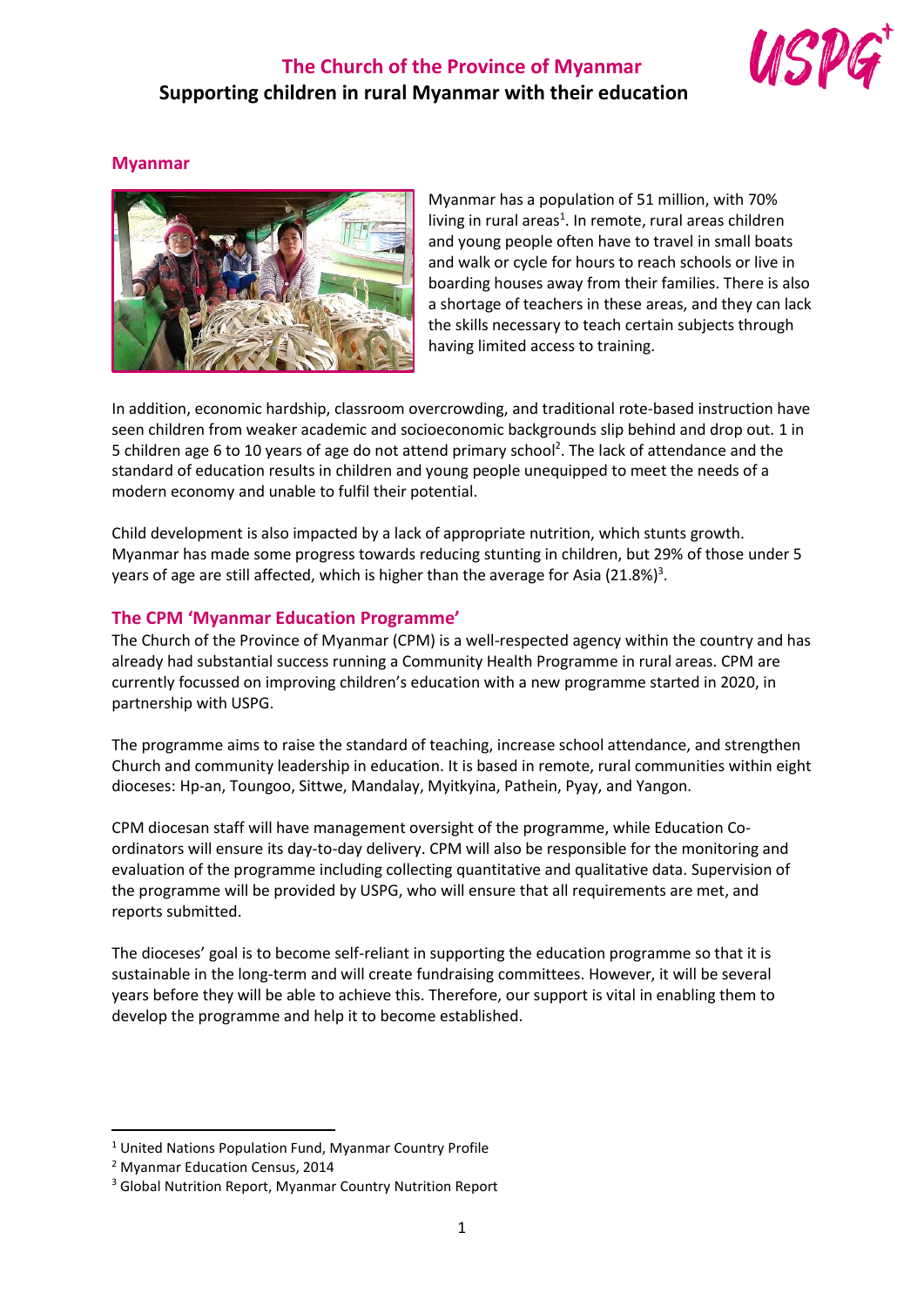# The Church of the Province of Myanmar

## Supporting children in rural Myanmar with their education

### Myanmar

Myanmar has a population of 51 million, with 70% living in rural areas[1]. In remote, rural areas children and young people often have to travel in small boats and walk or cycle for hours to reach schools or live in boarding houses away from their families. There is also a shortage of teachers in these areas, and they can lack the skills necessary to teach certain subjects through having limited access to training.

In addition, economic hardship, classroom overcrowding, and traditional rote-based instruction have seen children from weaker academic and socioeconomic backgrounds slip behind and drop out. 1 in 5 children age 6 to 10 years of age do not attend primary school[2]. The lack of attendance and the standard of education results in children and young people unequipped to meet the needs of a modern economy and unable to fulfil their potential.

Child development is also impacted by a lack of appropriate nutrition, which stunts growth. Myanmar has made some progress towards reducing stunting in children, but 29% of those under 5 years of age are still affected, which is higher than the average for Asia (21.8%)[3].

### The CPM 'Myanmar Education Programme'

The Church of the Province of Myanmar (CPM) is a well-respected agency within the country and has already had substantial success running a Community Health Programme in rural areas. CPM are currently focussed on improving children's education with a new programme started in 2020, in partnership with USPG.

The programme aims to raise the standard of teaching, increase school attendance, and strengthen Church and community leadership in education. It is based in remote, rural communities within eight dioceses: Hp-an, Toungoo, Sittwe, Mandalay, Myitkyina, Pathein, Pyay, and Yangon.

CPM diocesan staff will have management oversight of the programme, while Education Co-ordinators will ensure its day-to-day delivery. CPM will also be responsible for the monitoring and evaluation of the programme including collecting quantitative and qualitative data. Supervision of the programme will be provided by USPG, who will ensure that all requirements are met, and reports submitted.

The dioceses' goal is to become self-reliant in supporting the education programme so that it is sustainable in the long-term and will create fundraising committees. However, it will be several years before they will be able to achieve this. Therefore, our support is vital in enabling them to develop the programme and help it to become established.

---

[1] United Nations Population Fund, Myanmar Country Profile

[2] Myanmar Education Census, 2014

[3] Global Nutrition Report, Myanmar Country Nutrition Report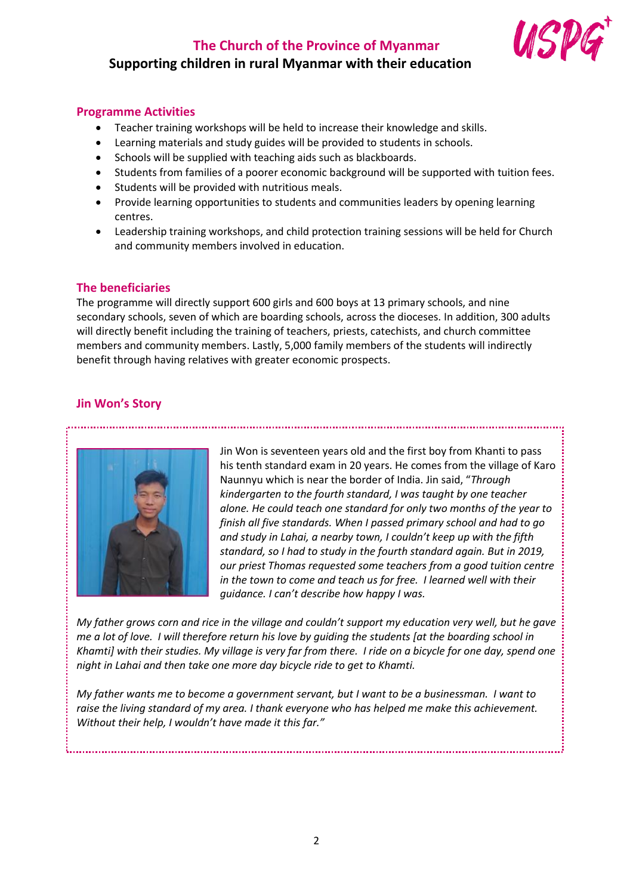# The Church of the Province of Myanmar

## Supporting children in rural Myanmar with their education

### Programme Activities

- Teacher training workshops will be held to increase their knowledge and skills.
- Learning materials and study guides will be provided to students in schools.
- Schools will be supplied with teaching aids such as blackboards.
- Students from families of a poorer economic background will be supported with tuition fees.
- Students will be provided with nutritious meals.
- Provide learning opportunities to students and communities leaders by opening learning centres.
- Leadership training workshops, and child protection training sessions will be held for Church and community members involved in education.

### The beneficiaries

The programme will directly support 600 girls and 600 boys at 13 primary schools, and nine secondary schools, seven of which are boarding schools, across the dioceses. In addition, 300 adults will directly benefit including the training of teachers, priests, catechists, and church committee members and community members. Lastly, 5,000 family members of the students will indirectly benefit through having relatives with greater economic prospects.

### Jin Won's Story

Jin Won is seventeen years old and the first boy from Khanti to pass his tenth standard exam in 20 years. He comes from the village of Karo Naunnyu which is near the border of India. Jin said, "*Through kindergarten to the fourth standard, I was taught by one teacher alone. He could teach one standard for only two months of the year to finish all five standards. When I passed primary school and had to go and study in Lahai, a nearby town, I couldn't keep up with the fifth standard, so I had to study in the fourth standard again. But in 2019, our priest Thomas requested some teachers from a good tuition centre in the town to come and teach us for free. I learned well with their guidance. I can't describe how happy I was.*

*My father grows corn and rice in the village and couldn't support my education very well, but he gave me a lot of love. I will therefore return his love by guiding the students [at the boarding school in Khamti] with their studies. My village is very far from there. I ride on a bicycle for one day, spend one night in Lahai and then take one more day bicycle ride to get to Khamti.*

*My father wants me to become a government servant, but I want to be a businessman. I want to raise the living standard of my area. I thank everyone who has helped me make this achievement. Without their help, I wouldn't have made it this far."*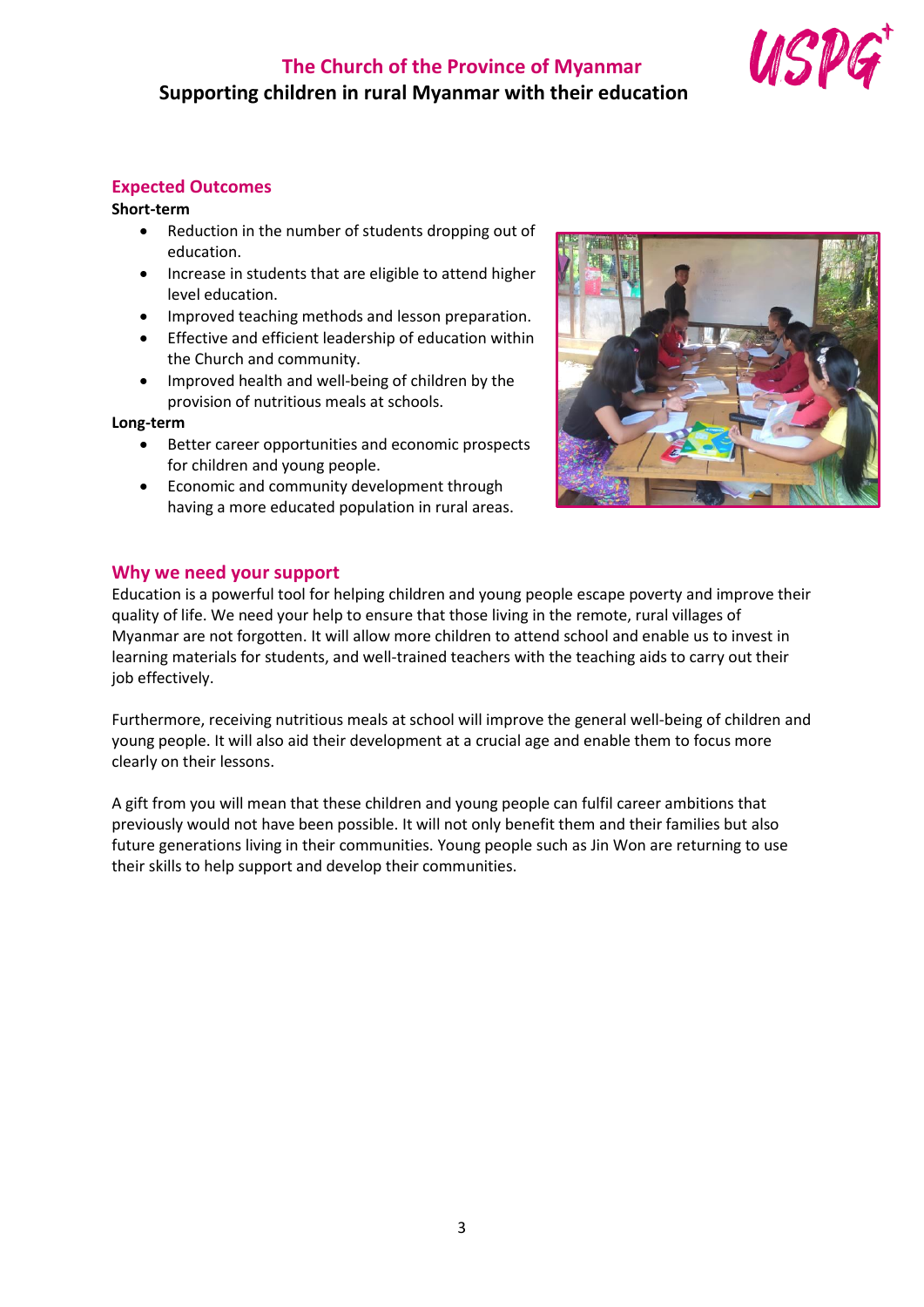## Expected Outcomes

**Short-term**

- Reduction in the number of students dropping out of education.
- Increase in students that are eligible to attend higher level education.
- Improved teaching methods and lesson preparation.
- Effective and efficient leadership of education within the Church and community.
- Improved health and well-being of children by the provision of nutritious meals at schools.

**Long-term**

- Better career opportunities and economic prospects for children and young people.
- Economic and community development through having a more educated population in rural areas.

## Why we need your support

Education is a powerful tool for helping children and young people escape poverty and improve their quality of life. We need your help to ensure that those living in the remote, rural villages of Myanmar are not forgotten. It will allow more children to attend school and enable us to invest in learning materials for students, and well-trained teachers with the teaching aids to carry out their job effectively.

Furthermore, receiving nutritious meals at school will improve the general well-being of children and young people. It will also aid their development at a crucial age and enable them to focus more clearly on their lessons.

A gift from you will mean that these children and young people can fulfil career ambitions that previously would not have been possible. It will not only benefit them and their families but also future generations living in their communities. Young people such as Jin Won are returning to use their skills to help support and develop their communities.